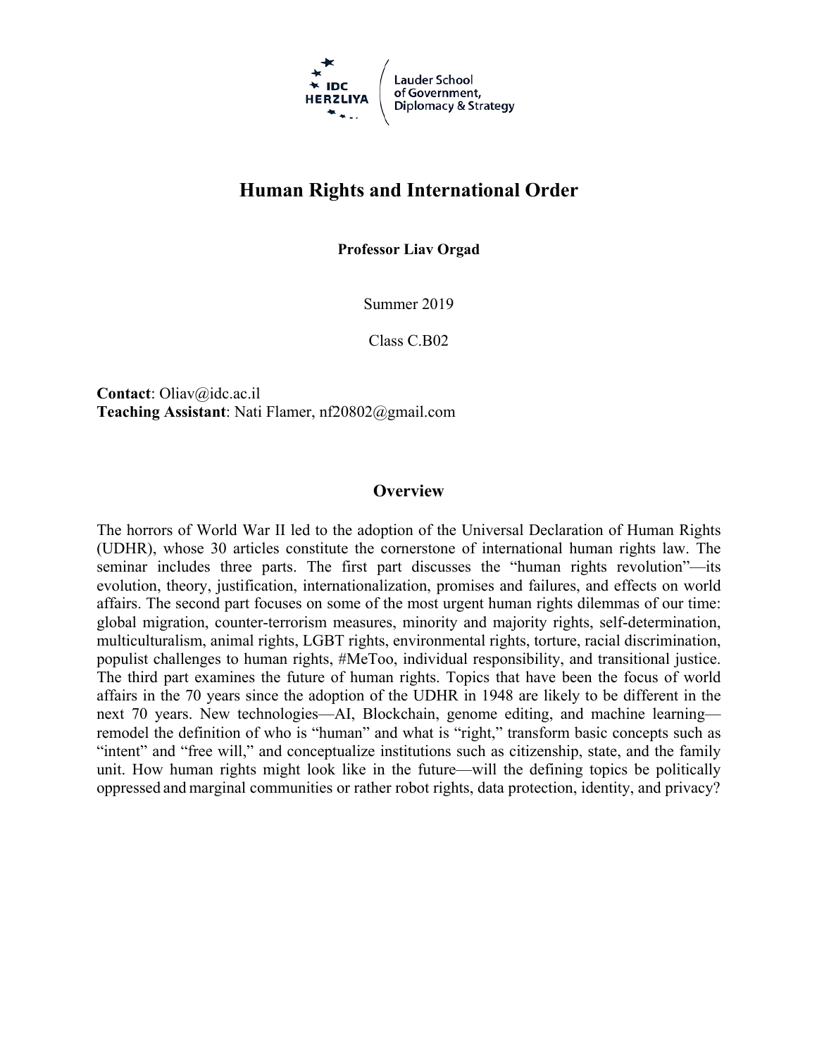IDC HERZLIYA

Lauder School of Government, Diplomacy & Strategy

# Human Rights and International Order

**Professor Liav Orgad**

Summer 2019

Class C.B02

**Contact**: Oliav@idc.ac.il
**Teaching Assistant**: Nati Flamer, nf20802@gmail.com

## Overview

The horrors of World War II led to the adoption of the Universal Declaration of Human Rights (UDHR), whose 30 articles constitute the cornerstone of international human rights law. The seminar includes three parts. The first part discusses the "human rights revolution"—its evolution, theory, justification, internationalization, promises and failures, and effects on world affairs. The second part focuses on some of the most urgent human rights dilemmas of our time: global migration, counter-terrorism measures, minority and majority rights, self-determination, multiculturalism, animal rights, LGBT rights, environmental rights, torture, racial discrimination, populist challenges to human rights, #MeToo, individual responsibility, and transitional justice. The third part examines the future of human rights. Topics that have been the focus of world affairs in the 70 years since the adoption of the UDHR in 1948 are likely to be different in the next 70 years. New technologies—AI, Blockchain, genome editing, and machine learning—remodel the definition of who is "human" and what is "right," transform basic concepts such as "intent" and "free will," and conceptualize institutions such as citizenship, state, and the family unit. How human rights might look like in the future—will the defining topics be politically oppressed and marginal communities or rather robot rights, data protection, identity, and privacy?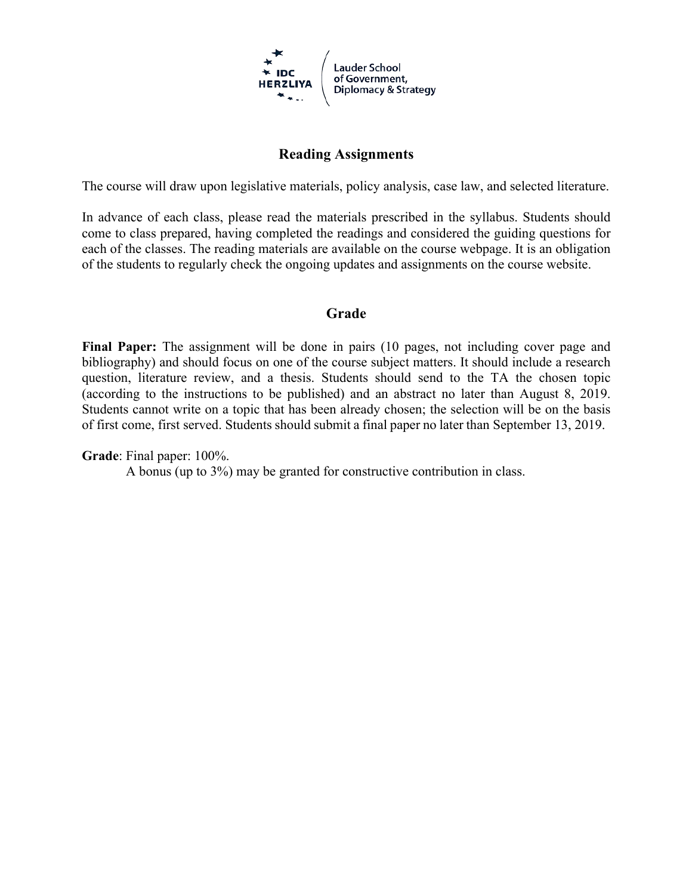## Reading Assignments

The course will draw upon legislative materials, policy analysis, case law, and selected literature.

In advance of each class, please read the materials prescribed in the syllabus. Students should come to class prepared, having completed the readings and considered the guiding questions for each of the classes. The reading materials are available on the course webpage. It is an obligation of the students to regularly check the ongoing updates and assignments on the course website.

## Grade

**Final Paper:** The assignment will be done in pairs (10 pages, not including cover page and bibliography) and should focus on one of the course subject matters. It should include a research question, literature review, and a thesis. Students should send to the TA the chosen topic (according to the instructions to be published) and an abstract no later than August 8, 2019. Students cannot write on a topic that has been already chosen; the selection will be on the basis of first come, first served. Students should submit a final paper no later than September 13, 2019.

**Grade**: Final paper: 100%.

A bonus (up to 3%) may be granted for constructive contribution in class.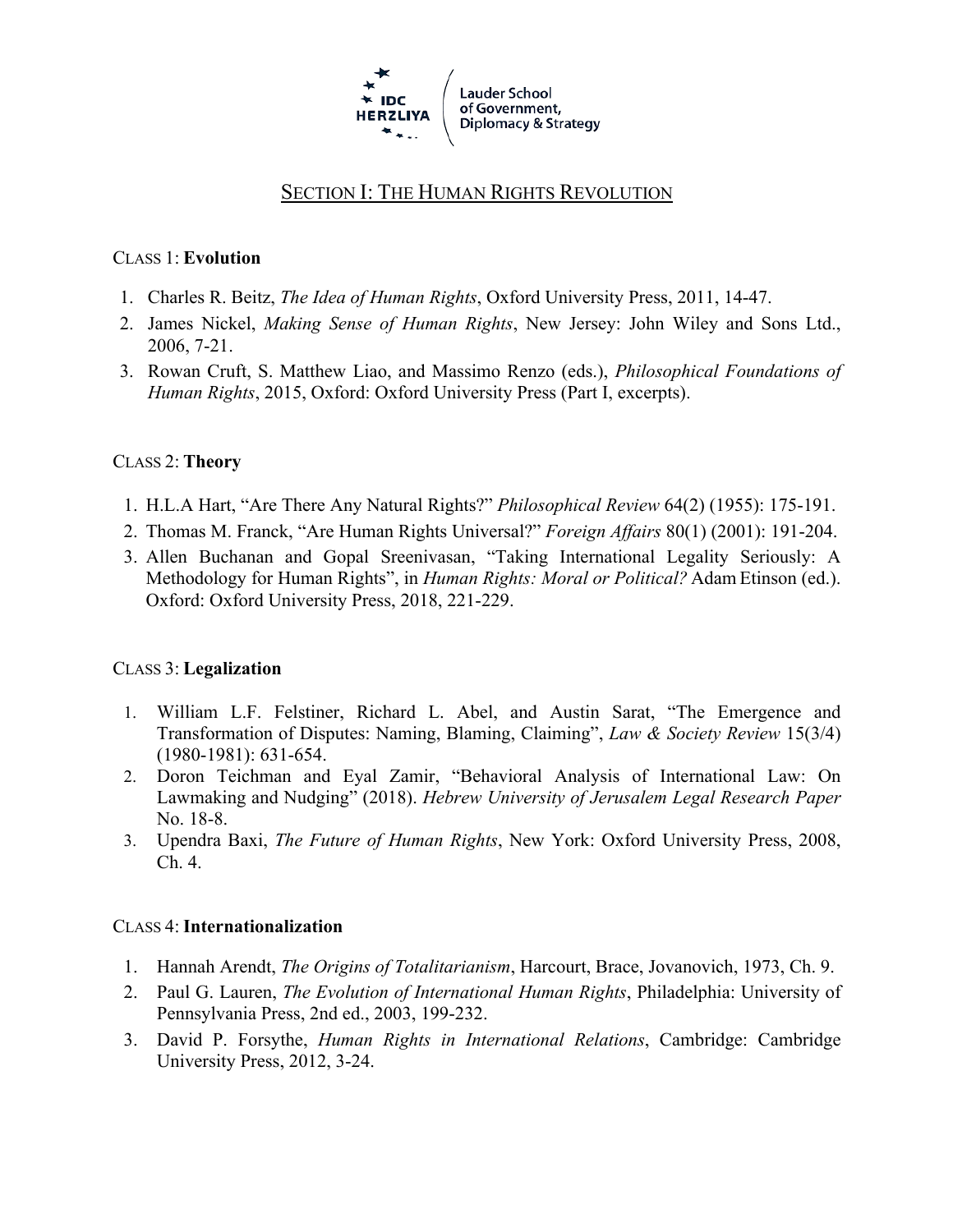## SECTION I: THE HUMAN RIGHTS REVOLUTION

### CLASS 1: **Evolution**

1. Charles R. Beitz, *The Idea of Human Rights*, Oxford University Press, 2011, 14-47.
2. James Nickel, *Making Sense of Human Rights*, New Jersey: John Wiley and Sons Ltd., 2006, 7-21.
3. Rowan Cruft, S. Matthew Liao, and Massimo Renzo (eds.), *Philosophical Foundations of Human Rights*, 2015, Oxford: Oxford University Press (Part I, excerpts).

### CLASS 2: **Theory**

1. H.L.A Hart, "Are There Any Natural Rights?" *Philosophical Review* 64(2) (1955): 175-191.
2. Thomas M. Franck, "Are Human Rights Universal?" *Foreign Affairs* 80(1) (2001): 191-204.
3. Allen Buchanan and Gopal Sreenivasan, "Taking International Legality Seriously: A Methodology for Human Rights", in *Human Rights: Moral or Political?* Adam Etinson (ed.). Oxford: Oxford University Press, 2018, 221-229.

### CLASS 3: **Legalization**

1. William L.F. Felstiner, Richard L. Abel, and Austin Sarat, "The Emergence and Transformation of Disputes: Naming, Blaming, Claiming", *Law & Society Review* 15(3/4) (1980-1981): 631-654.
2. Doron Teichman and Eyal Zamir, "Behavioral Analysis of International Law: On Lawmaking and Nudging" (2018). *Hebrew University of Jerusalem Legal Research Paper* No. 18-8.
3. Upendra Baxi, *The Future of Human Rights*, New York: Oxford University Press, 2008, Ch. 4.

### CLASS 4: **Internationalization**

1. Hannah Arendt, *The Origins of Totalitarianism*, Harcourt, Brace, Jovanovich, 1973, Ch. 9.
2. Paul G. Lauren, *The Evolution of International Human Rights*, Philadelphia: University of Pennsylvania Press, 2nd ed., 2003, 199-232.
3. David P. Forsythe, *Human Rights in International Relations*, Cambridge: Cambridge University Press, 2012, 3-24.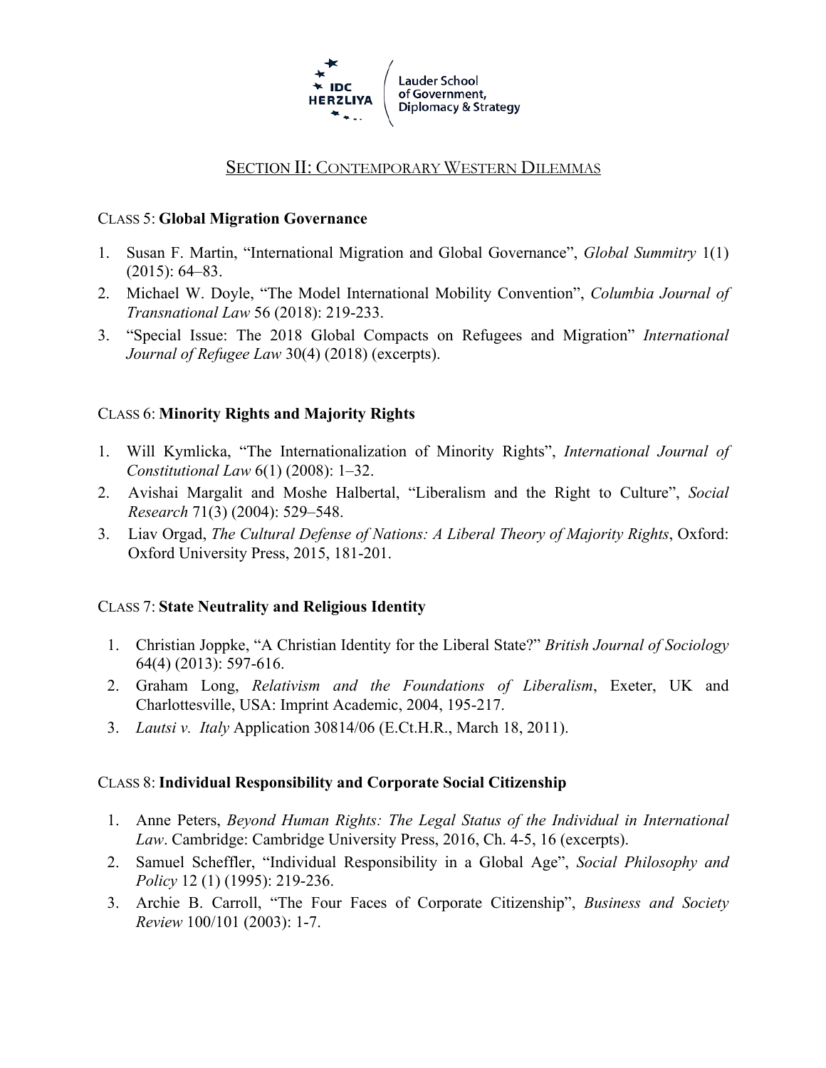## SECTION II: CONTEMPORARY WESTERN DILEMMAS

CLASS 5: **Global Migration Governance**

1. Susan F. Martin, "International Migration and Global Governance", *Global Summitry* 1(1) (2015): 64–83.
2. Michael W. Doyle, "The Model International Mobility Convention", *Columbia Journal of Transnational Law* 56 (2018): 219-233.
3. "Special Issue: The 2018 Global Compacts on Refugees and Migration" *International Journal of Refugee Law* 30(4) (2018) (excerpts).

CLASS 6: **Minority Rights and Majority Rights**

1. Will Kymlicka, "The Internationalization of Minority Rights", *International Journal of Constitutional Law* 6(1) (2008): 1–32.
2. Avishai Margalit and Moshe Halbertal, "Liberalism and the Right to Culture", *Social Research* 71(3) (2004): 529–548.
3. Liav Orgad, *The Cultural Defense of Nations: A Liberal Theory of Majority Rights*, Oxford: Oxford University Press, 2015, 181-201.

CLASS 7: **State Neutrality and Religious Identity**

1. Christian Joppke, "A Christian Identity for the Liberal State?" *British Journal of Sociology* 64(4) (2013): 597-616.
2. Graham Long, *Relativism and the Foundations of Liberalism*, Exeter, UK and Charlottesville, USA: Imprint Academic, 2004, 195-217.
3. *Lautsi v. Italy* Application 30814/06 (E.Ct.H.R., March 18, 2011).

CLASS 8: **Individual Responsibility and Corporate Social Citizenship**

1. Anne Peters, *Beyond Human Rights: The Legal Status of the Individual in International Law*. Cambridge: Cambridge University Press, 2016, Ch. 4-5, 16 (excerpts).
2. Samuel Scheffler, "Individual Responsibility in a Global Age", *Social Philosophy and Policy* 12 (1) (1995): 219-236.
3. Archie B. Carroll, "The Four Faces of Corporate Citizenship", *Business and Society Review* 100/101 (2003): 1-7.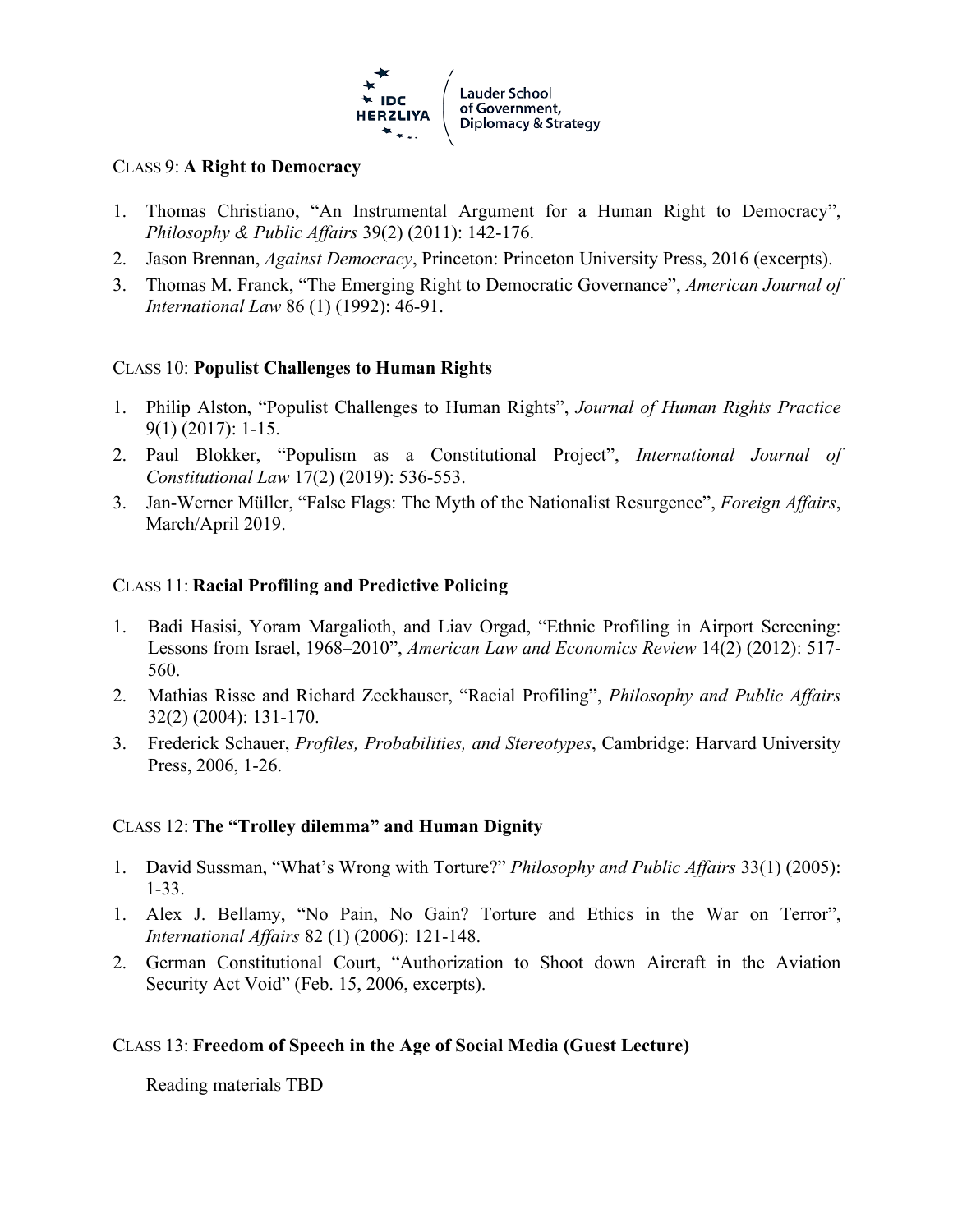CLASS 9: **A Right to Democracy**

1. Thomas Christiano, "An Instrumental Argument for a Human Right to Democracy", *Philosophy & Public Affairs* 39(2) (2011): 142-176.
2. Jason Brennan, *Against Democracy*, Princeton: Princeton University Press, 2016 (excerpts).
3. Thomas M. Franck, "The Emerging Right to Democratic Governance", *American Journal of International Law* 86 (1) (1992): 46-91.

CLASS 10: **Populist Challenges to Human Rights**

1. Philip Alston, "Populist Challenges to Human Rights", *Journal of Human Rights Practice* 9(1) (2017): 1-15.
2. Paul Blokker, "Populism as a Constitutional Project", *International Journal of Constitutional Law* 17(2) (2019): 536-553.
3. Jan-Werner Müller, "False Flags: The Myth of the Nationalist Resurgence", *Foreign Affairs*, March/April 2019.

CLASS 11: **Racial Profiling and Predictive Policing**

1. Badi Hasisi, Yoram Margalioth, and Liav Orgad, "Ethnic Profiling in Airport Screening: Lessons from Israel, 1968–2010", *American Law and Economics Review* 14(2) (2012): 517-560.
2. Mathias Risse and Richard Zeckhauser, "Racial Profiling", *Philosophy and Public Affairs* 32(2) (2004): 131-170.
3. Frederick Schauer, *Profiles, Probabilities, and Stereotypes*, Cambridge: Harvard University Press, 2006, 1-26.

CLASS 12: **The "Trolley dilemma" and Human Dignity**

1. David Sussman, "What's Wrong with Torture?" *Philosophy and Public Affairs* 33(1) (2005): 1-33.

1. Alex J. Bellamy, "No Pain, No Gain? Torture and Ethics in the War on Terror", *International Affairs* 82 (1) (2006): 121-148.
2. German Constitutional Court, "Authorization to Shoot down Aircraft in the Aviation Security Act Void" (Feb. 15, 2006, excerpts).

CLASS 13: **Freedom of Speech in the Age of Social Media (Guest Lecture)**

Reading materials TBD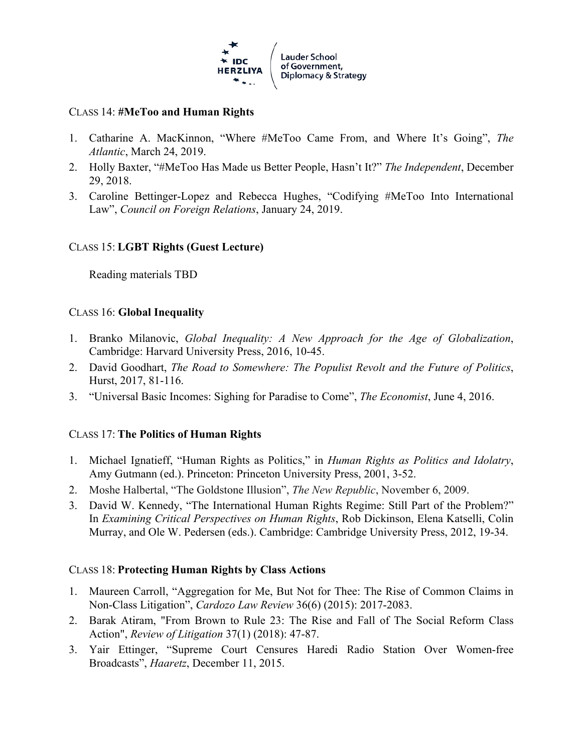CLASS 14: **#MeToo and Human Rights**

1. Catharine A. MacKinnon, "Where #MeToo Came From, and Where It's Going", *The Atlantic*, March 24, 2019.
2. Holly Baxter, "#MeToo Has Made us Better People, Hasn't It?" *The Independent*, December 29, 2018.
3. Caroline Bettinger-Lopez and Rebecca Hughes, "Codifying #MeToo Into International Law", *Council on Foreign Relations*, January 24, 2019.

CLASS 15: **LGBT Rights (Guest Lecture)**

Reading materials TBD

CLASS 16: **Global Inequality**

1. Branko Milanovic, *Global Inequality: A New Approach for the Age of Globalization*, Cambridge: Harvard University Press, 2016, 10-45.
2. David Goodhart, *The Road to Somewhere: The Populist Revolt and the Future of Politics*, Hurst, 2017, 81-116.
3. "Universal Basic Incomes: Sighing for Paradise to Come", *The Economist*, June 4, 2016.

CLASS 17: **The Politics of Human Rights**

1. Michael Ignatieff, "Human Rights as Politics," in *Human Rights as Politics and Idolatry*, Amy Gutmann (ed.). Princeton: Princeton University Press, 2001, 3-52.
2. Moshe Halbertal, "The Goldstone Illusion", *The New Republic*, November 6, 2009.
3. David W. Kennedy, "The International Human Rights Regime: Still Part of the Problem?" In *Examining Critical Perspectives on Human Rights*, Rob Dickinson, Elena Katselli, Colin Murray, and Ole W. Pedersen (eds.). Cambridge: Cambridge University Press, 2012, 19-34.

CLASS 18: **Protecting Human Rights by Class Actions**

1. Maureen Carroll, "Aggregation for Me, But Not for Thee: The Rise of Common Claims in Non-Class Litigation", *Cardozo Law Review* 36(6) (2015): 2017-2083.
2. Barak Atiram, "From Brown to Rule 23: The Rise and Fall of The Social Reform Class Action", *Review of Litigation* 37(1) (2018): 47-87.
3. Yair Ettinger, "Supreme Court Censures Haredi Radio Station Over Women-free Broadcasts", *Haaretz*, December 11, 2015.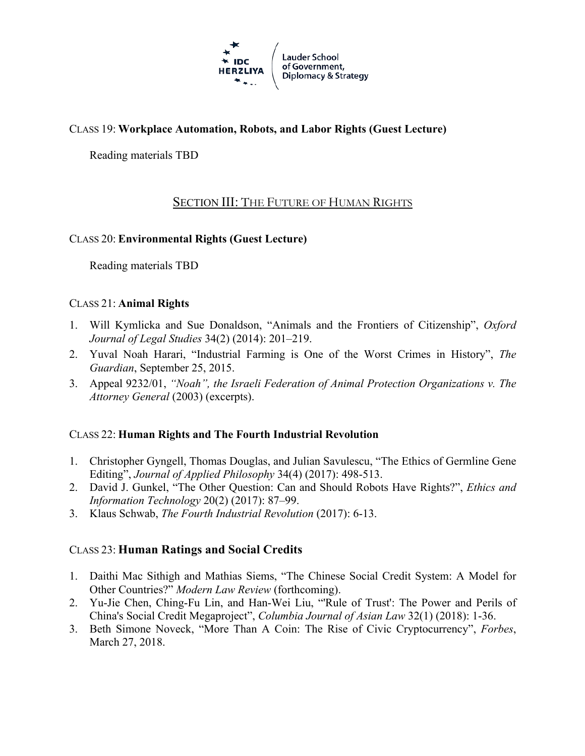CLASS 19: **Workplace Automation, Robots, and Labor Rights (Guest Lecture)**

Reading materials TBD

## SECTION III: THE FUTURE OF HUMAN RIGHTS

CLASS 20: **Environmental Rights (Guest Lecture)**

Reading materials TBD

CLASS 21: **Animal Rights**

1. Will Kymlicka and Sue Donaldson, "Animals and the Frontiers of Citizenship", *Oxford Journal of Legal Studies* 34(2) (2014): 201–219.
2. Yuval Noah Harari, "Industrial Farming is One of the Worst Crimes in History", *The Guardian*, September 25, 2015.
3. Appeal 9232/01, *"Noah", the Israeli Federation of Animal Protection Organizations v. The Attorney General* (2003) (excerpts).

CLASS 22: **Human Rights and The Fourth Industrial Revolution**

1. Christopher Gyngell, Thomas Douglas, and Julian Savulescu, "The Ethics of Germline Gene Editing", *Journal of Applied Philosophy* 34(4) (2017): 498-513.
2. David J. Gunkel, "The Other Question: Can and Should Robots Have Rights?", *Ethics and Information Technology* 20(2) (2017): 87–99.
3. Klaus Schwab, *The Fourth Industrial Revolution* (2017): 6-13.

CLASS 23: **Human Ratings and Social Credits**

1. Daithi Mac Sithigh and Mathias Siems, "The Chinese Social Credit System: A Model for Other Countries?" *Modern Law Review* (forthcoming).
2. Yu-Jie Chen, Ching-Fu Lin, and Han-Wei Liu, "'Rule of Trust': The Power and Perils of China's Social Credit Megaproject", *Columbia Journal of Asian Law* 32(1) (2018): 1-36.
3. Beth Simone Noveck, "More Than A Coin: The Rise of Civic Cryptocurrency", *Forbes*, March 27, 2018.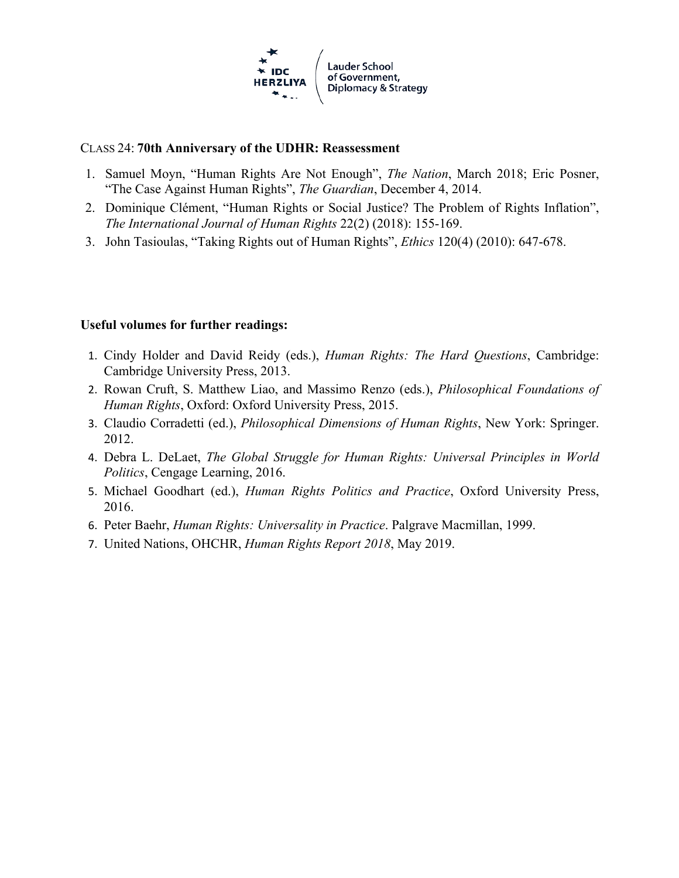CLASS 24: **70th Anniversary of the UDHR: Reassessment**

1. Samuel Moyn, "Human Rights Are Not Enough", *The Nation*, March 2018; Eric Posner, "The Case Against Human Rights", *The Guardian*, December 4, 2014.
2. Dominique Clément, "Human Rights or Social Justice? The Problem of Rights Inflation", *The International Journal of Human Rights* 22(2) (2018): 155-169.
3. John Tasioulas, "Taking Rights out of Human Rights", *Ethics* 120(4) (2010): 647-678.

**Useful volumes for further readings:**

1. Cindy Holder and David Reidy (eds.), *Human Rights: The Hard Questions*, Cambridge: Cambridge University Press, 2013.
2. Rowan Cruft, S. Matthew Liao, and Massimo Renzo (eds.), *Philosophical Foundations of Human Rights*, Oxford: Oxford University Press, 2015.
3. Claudio Corradetti (ed.), *Philosophical Dimensions of Human Rights*, New York: Springer. 2012.
4. Debra L. DeLaet, *The Global Struggle for Human Rights: Universal Principles in World Politics*, Cengage Learning, 2016.
5. Michael Goodhart (ed.), *Human Rights Politics and Practice*, Oxford University Press, 2016.
6. Peter Baehr, *Human Rights: Universality in Practice*. Palgrave Macmillan, 1999.
7. United Nations, OHCHR, *Human Rights Report 2018*, May 2019.